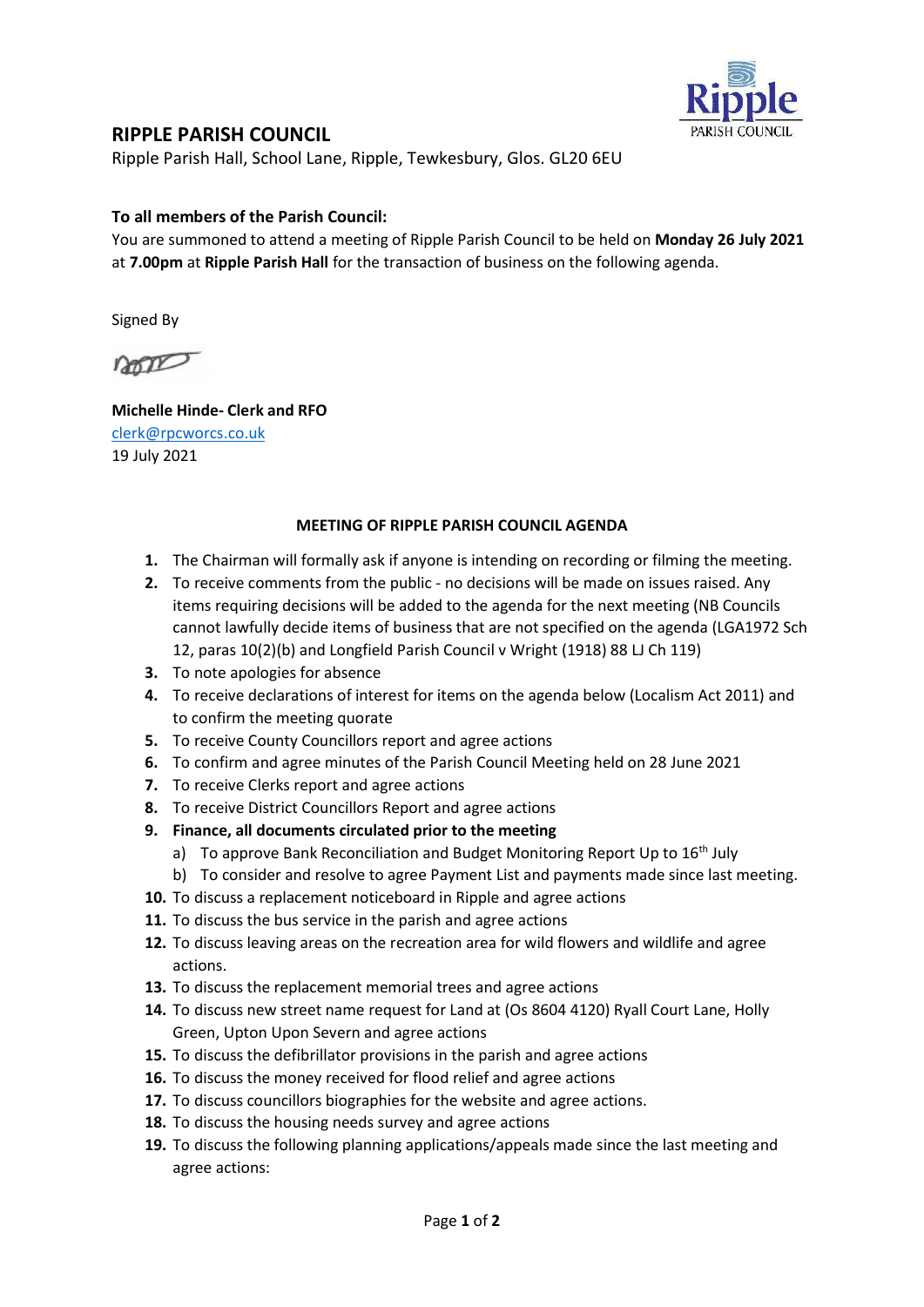# RIPPLE PARISH COUNCIL

Ripple Parish Hall, School Lane, Ripple, Tewkesbury, Glos. GL20 6EU

**To all members of the Parish Council:**

You are summoned to attend a meeting of Ripple Parish Council to be held on **Monday 26 July 2021** at **7.00pm** at **Ripple Parish Hall** for the transaction of business on the following agenda.

Signed By

**Michelle Hinde- Clerk and RFO**
clerk@rpcworcs.co.uk
19 July 2021

**MEETING OF RIPPLE PARISH COUNCIL AGENDA**

1. The Chairman will formally ask if anyone is intending on recording or filming the meeting.
2. To receive comments from the public - no decisions will be made on issues raised. Any items requiring decisions will be added to the agenda for the next meeting (NB Councils cannot lawfully decide items of business that are not specified on the agenda (LGA1972 Sch 12, paras 10(2)(b) and Longfield Parish Council v Wright (1918) 88 LJ Ch 119)
3. To note apologies for absence
4. To receive declarations of interest for items on the agenda below (Localism Act 2011) and to confirm the meeting quorate
5. To receive County Councillors report and agree actions
6. To confirm and agree minutes of the Parish Council Meeting held on 28 June 2021
7. To receive Clerks report and agree actions
8. To receive District Councillors Report and agree actions
9. **Finance, all documents circulated prior to the meeting**
   a) To approve Bank Reconciliation and Budget Monitoring Report Up to 16th July
   b) To consider and resolve to agree Payment List and payments made since last meeting.
10. To discuss a replacement noticeboard in Ripple and agree actions
11. To discuss the bus service in the parish and agree actions
12. To discuss leaving areas on the recreation area for wild flowers and wildlife and agree actions.
13. To discuss the replacement memorial trees and agree actions
14. To discuss new street name request for Land at (Os 8604 4120) Ryall Court Lane, Holly Green, Upton Upon Severn and agree actions
15. To discuss the defibrillator provisions in the parish and agree actions
16. To discuss the money received for flood relief and agree actions
17. To discuss councillors biographies for the website and agree actions.
18. To discuss the housing needs survey and agree actions
19. To discuss the following planning applications/appeals made since the last meeting and agree actions: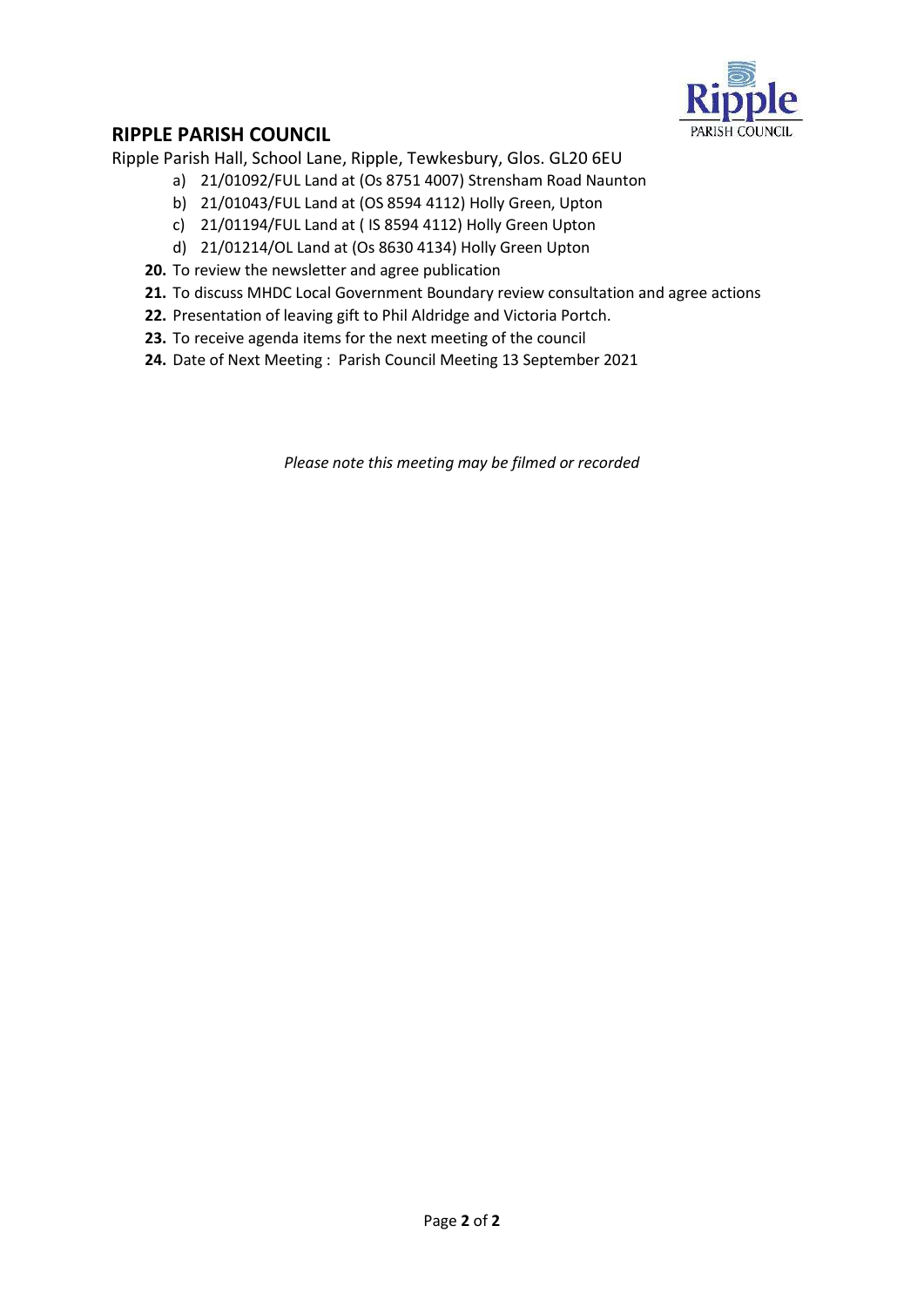## RIPPLE PARISH COUNCIL

Ripple Parish Hall, School Lane, Ripple, Tewkesbury, Glos. GL20 6EU

a) 21/01092/FUL Land at (Os 8751 4007) Strensham Road Naunton
b) 21/01043/FUL Land at (OS 8594 4112) Holly Green, Upton
c) 21/01194/FUL Land at ( IS 8594 4112) Holly Green Upton
d) 21/01214/OL Land at (Os 8630 4134) Holly Green Upton

**20.** To review the newsletter and agree publication

**21.** To discuss MHDC Local Government Boundary review consultation and agree actions

**22.** Presentation of leaving gift to Phil Aldridge and Victoria Portch.

**23.** To receive agenda items for the next meeting of the council

**24.** Date of Next Meeting : Parish Council Meeting 13 September 2021

*Please note this meeting may be filmed or recorded*